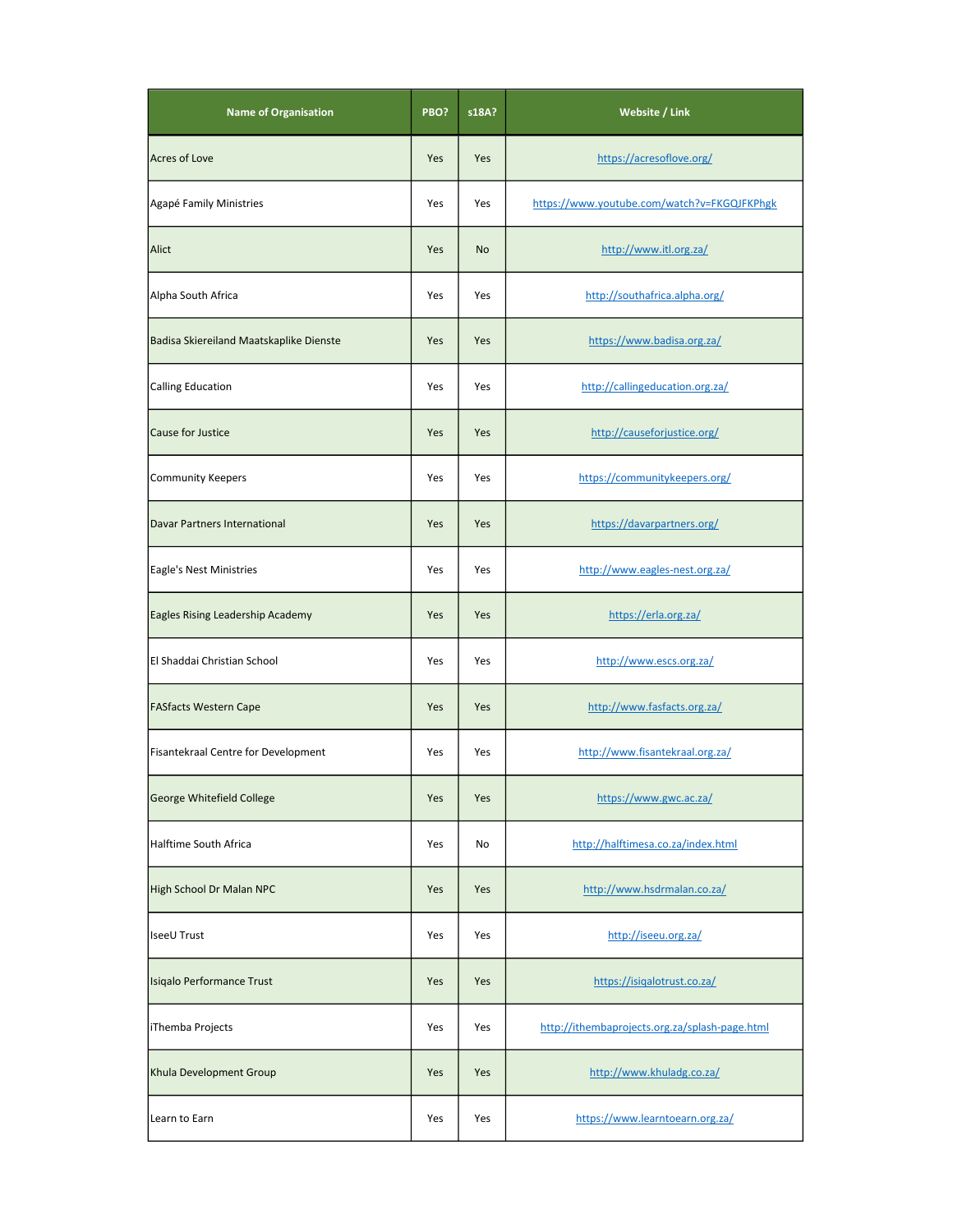| Name of Organisation | PBO? | s18A? | Website / Link |
|---|---|---|---|
| Acres of Love | Yes | Yes | https://acresoflove.org/ |
| Agapé Family Ministries | Yes | Yes | https://www.youtube.com/watch?v=FKGQJFKPhgk |
| Alict | Yes | No | http://www.itl.org.za/ |
| Alpha South Africa | Yes | Yes | http://southafrica.alpha.org/ |
| Badisa Skiereiland Maatskaplike Dienste | Yes | Yes | https://www.badisa.org.za/ |
| Calling Education | Yes | Yes | http://callingeducation.org.za/ |
| Cause for Justice | Yes | Yes | http://causeforjustice.org/ |
| Community Keepers | Yes | Yes | https://communitykeepers.org/ |
| Davar Partners International | Yes | Yes | https://davarpartners.org/ |
| Eagle's Nest Ministries | Yes | Yes | http://www.eagles-nest.org.za/ |
| Eagles Rising Leadership Academy | Yes | Yes | https://erla.org.za/ |
| El Shaddai Christian School | Yes | Yes | http://www.escs.org.za/ |
| FASfacts Western Cape | Yes | Yes | http://www.fasfacts.org.za/ |
| Fisantekraal Centre for Development | Yes | Yes | http://www.fisantekraal.org.za/ |
| George Whitefield College | Yes | Yes | https://www.gwc.ac.za/ |
| Halftime South Africa | Yes | No | http://halftimesa.co.za/index.html |
| High School Dr Malan NPC | Yes | Yes | http://www.hsdrmalan.co.za/ |
| IseeU Trust | Yes | Yes | http://iseeu.org.za/ |
| Isiqalo Performance Trust | Yes | Yes | https://isiqalotrust.co.za/ |
| iThemba Projects | Yes | Yes | http://ithembaprojects.org.za/splash-page.html |
| Khula Development Group | Yes | Yes | http://www.khuladg.co.za/ |
| Learn to Earn | Yes | Yes | https://www.learntoearn.org.za/ |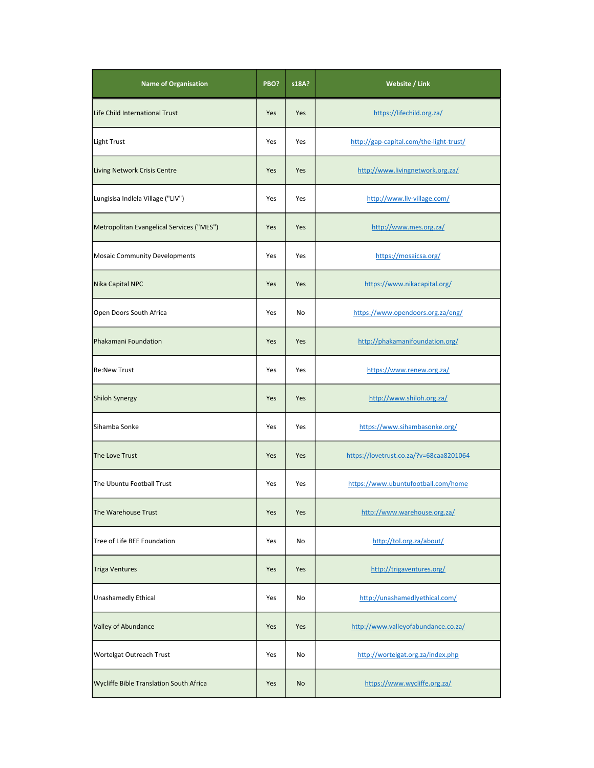| Name of Organisation | PBO? | s18A? | Website / Link |
|---|---|---|---|
| Life Child International Trust | Yes | Yes | https://lifechild.org.za/ |
| Light Trust | Yes | Yes | http://gap-capital.com/the-light-trust/ |
| Living Network Crisis Centre | Yes | Yes | http://www.livingnetwork.org.za/ |
| Lungisisa Indlela Village ("LIV") | Yes | Yes | http://www.liv-village.com/ |
| Metropolitan Evangelical Services ("MES") | Yes | Yes | http://www.mes.org.za/ |
| Mosaic Community Developments | Yes | Yes | https://mosaicsa.org/ |
| Nika Capital NPC | Yes | Yes | https://www.nikacapital.org/ |
| Open Doors South Africa | Yes | No | https://www.opendoors.org.za/eng/ |
| Phakamani Foundation | Yes | Yes | http://phakamanifoundation.org/ |
| Re:New Trust | Yes | Yes | https://www.renew.org.za/ |
| Shiloh Synergy | Yes | Yes | http://www.shiloh.org.za/ |
| Sihamba Sonke | Yes | Yes | https://www.sihambasonke.org/ |
| The Love Trust | Yes | Yes | https://lovetrust.co.za/?v=68caa8201064 |
| The Ubuntu Football Trust | Yes | Yes | https://www.ubuntufootball.com/home |
| The Warehouse Trust | Yes | Yes | http://www.warehouse.org.za/ |
| Tree of Life BEE Foundation | Yes | No | http://tol.org.za/about/ |
| Triga Ventures | Yes | Yes | http://trigaventures.org/ |
| Unashamedly Ethical | Yes | No | http://unashamedlyethical.com/ |
| Valley of Abundance | Yes | Yes | http://www.valleyofabundance.co.za/ |
| Wortelgat Outreach Trust | Yes | No | http://wortelgat.org.za/index.php |
| Wycliffe Bible Translation South Africa | Yes | No | https://www.wycliffe.org.za/ |